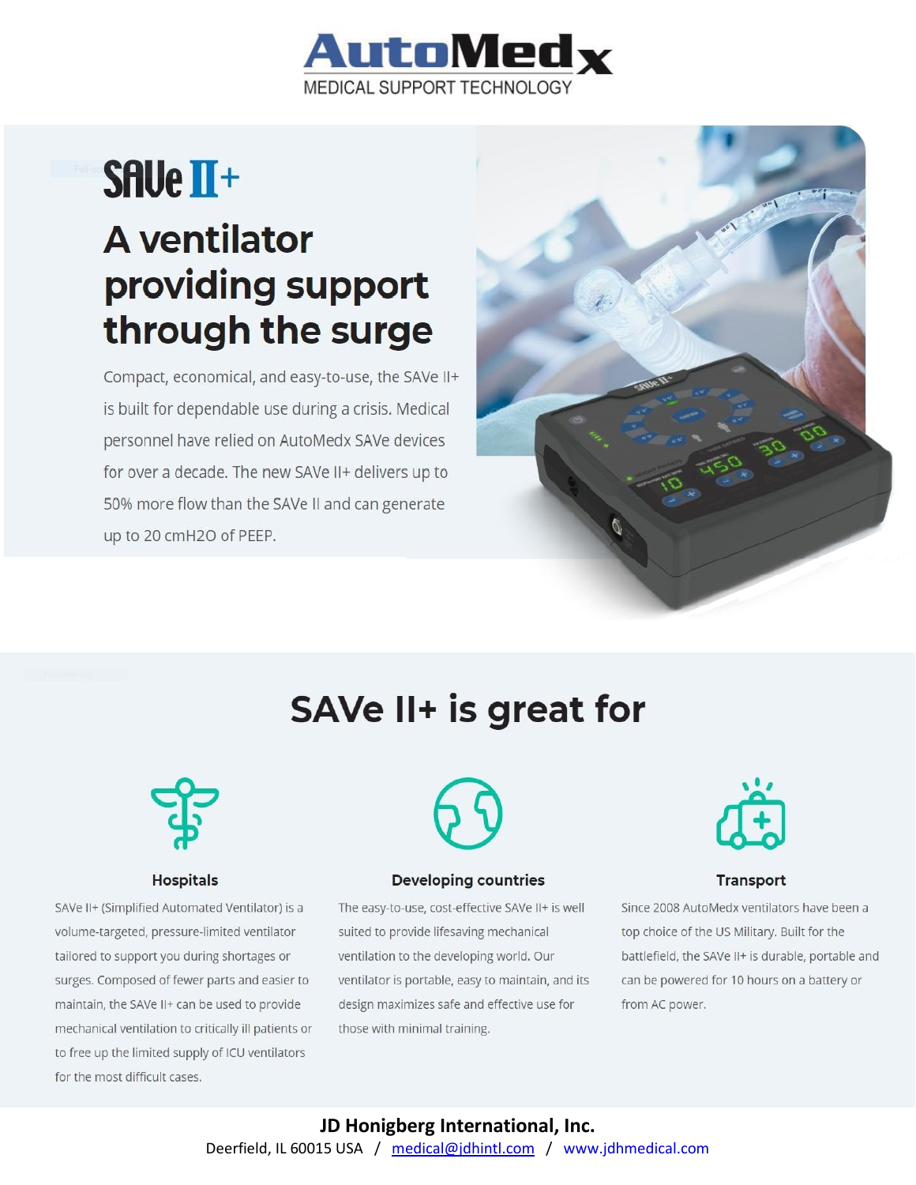# AutoMedx

MEDICAL SUPPORT TECHNOLOGY

## SAVe II+

## A ventilator providing support through the surge

Compact, economical, and easy-to-use, the SAVe II+ is built for dependable use during a crisis. Medical personnel have relied on AutoMedx SAVe devices for over a decade. The new SAVe II+ delivers up to 50% more flow than the SAVe II and can generate up to 20 cmH2O of PEEP.

## SAVe II+ is great for

### Hospitals

SAVe II+ (Simplified Automated Ventilator) is a volume-targeted, pressure-limited ventilator tailored to support you during shortages or surges. Composed of fewer parts and easier to maintain, the SAVe II+ can be used to provide mechanical ventilation to critically ill patients or to free up the limited supply of ICU ventilators for the most difficult cases.

### Developing countries

The easy-to-use, cost-effective SAVe II+ is well suited to provide lifesaving mechanical ventilation to the developing world. Our ventilator is portable, easy to maintain, and its design maximizes safe and effective use for those with minimal training.

### Transport

Since 2008 AutoMedx ventilators have been a top choice of the US Military. Built for the battlefield, the SAVe II+ is durable, portable and can be powered for 10 hours on a battery or from AC power.

**JD Honigberg International, Inc.**

Deerfield, IL 60015 USA / medical@jdhintl.com / www.jdhmedical.com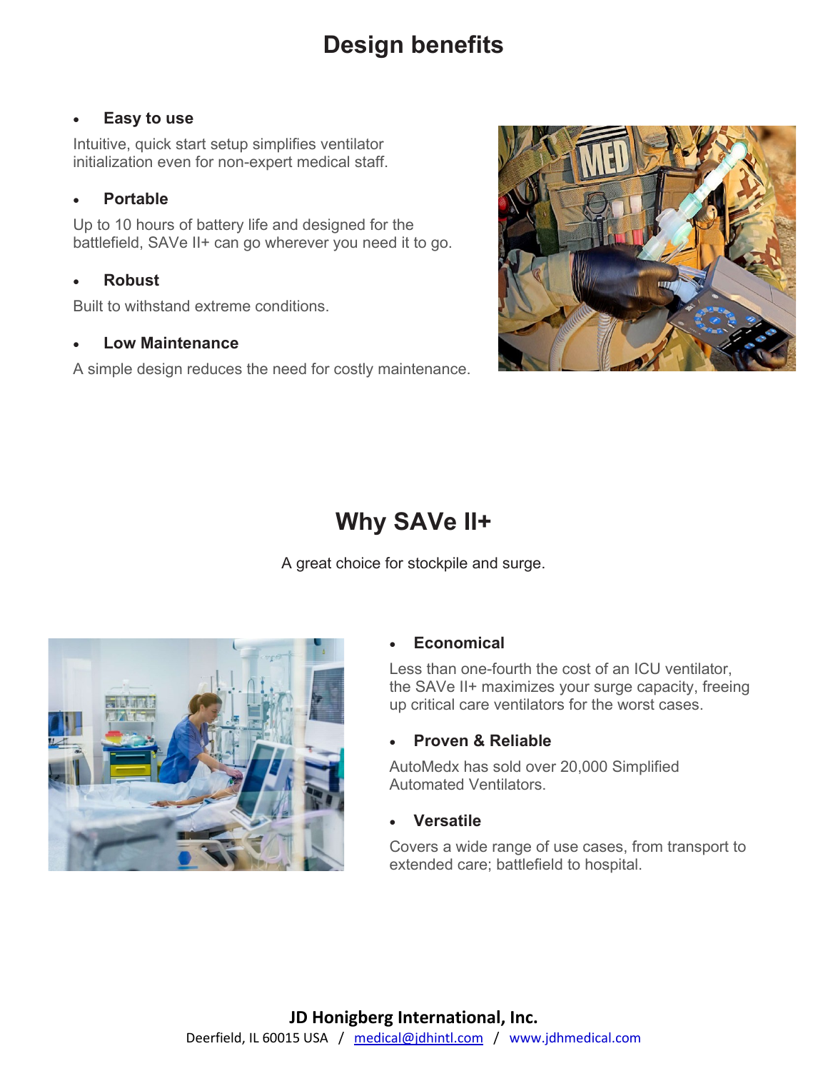# Design benefits

- **Easy to use**

Intuitive, quick start setup simplifies ventilator initialization even for non-expert medical staff.

- **Portable**

Up to 10 hours of battery life and designed for the battlefield, SAVe II+ can go wherever you need it to go.

- **Robust**

Built to withstand extreme conditions.

- **Low Maintenance**

A simple design reduces the need for costly maintenance.

# Why SAVe II+

A great choice for stockpile and surge.

- **Economical**

Less than one-fourth the cost of an ICU ventilator, the SAVe II+ maximizes your surge capacity, freeing up critical care ventilators for the worst cases.

- **Proven & Reliable**

AutoMedx has sold over 20,000 Simplified Automated Ventilators.

- **Versatile**

Covers a wide range of use cases, from transport to extended care; battlefield to hospital.

**JD Honigberg International, Inc.**
Deerfield, IL 60015 USA / medical@jdhintl.com / www.jdhmedical.com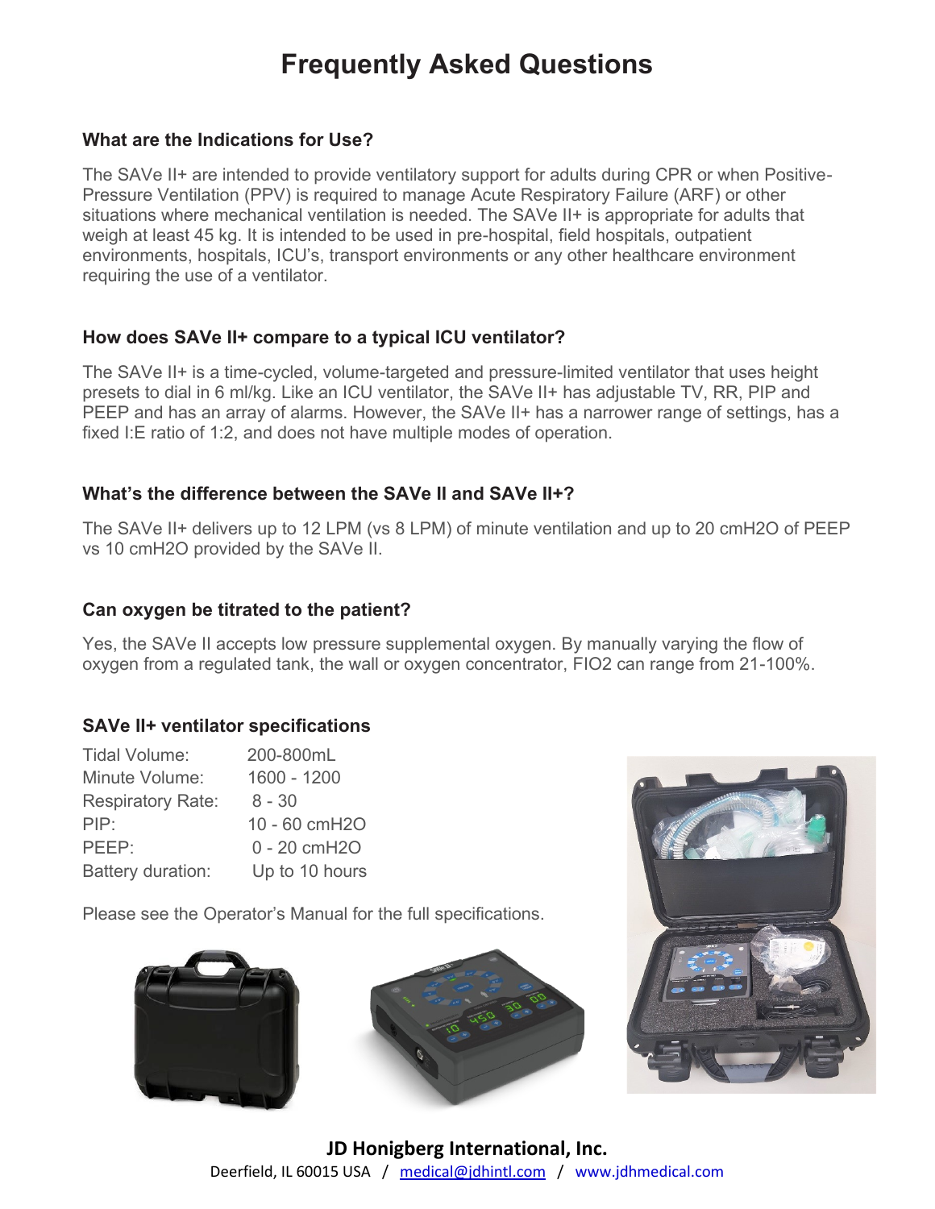# Frequently Asked Questions

### What are the Indications for Use?

The SAVe II+ are intended to provide ventilatory support for adults during CPR or when Positive-Pressure Ventilation (PPV) is required to manage Acute Respiratory Failure (ARF) or other situations where mechanical ventilation is needed. The SAVe II+ is appropriate for adults that weigh at least 45 kg. It is intended to be used in pre-hospital, field hospitals, outpatient environments, hospitals, ICU's, transport environments or any other healthcare environment requiring the use of a ventilator.

### How does SAVe II+ compare to a typical ICU ventilator?

The SAVe II+ is a time-cycled, volume-targeted and pressure-limited ventilator that uses height presets to dial in 6 ml/kg. Like an ICU ventilator, the SAVe II+ has adjustable TV, RR, PIP and PEEP and has an array of alarms. However, the SAVe II+ has a narrower range of settings, has a fixed I:E ratio of 1:2, and does not have multiple modes of operation.

### What's the difference between the SAVe II and SAVe II+?

The SAVe II+ delivers up to 12 LPM (vs 8 LPM) of minute ventilation and up to 20 cmH2O of PEEP vs 10 cmH2O provided by the SAVe II.

### Can oxygen be titrated to the patient?

Yes, the SAVe II accepts low pressure supplemental oxygen. By manually varying the flow of oxygen from a regulated tank, the wall or oxygen concentrator, FIO2 can range from 21-100%.

### SAVe II+ ventilator specifications

| | |
|---|---|
| Tidal Volume: | 200-800mL |
| Minute Volume: | 1600 - 1200 |
| Respiratory Rate: | 8 - 30 |
| PIP: | 10 - 60 cmH2O |
| PEEP: | 0 - 20 cmH2O |
| Battery duration: | Up to 10 hours |

Please see the Operator's Manual for the full specifications.

**JD Honigberg International, Inc.**
Deerfield, IL 60015 USA / medical@jdhintl.com / www.jdhmedical.com